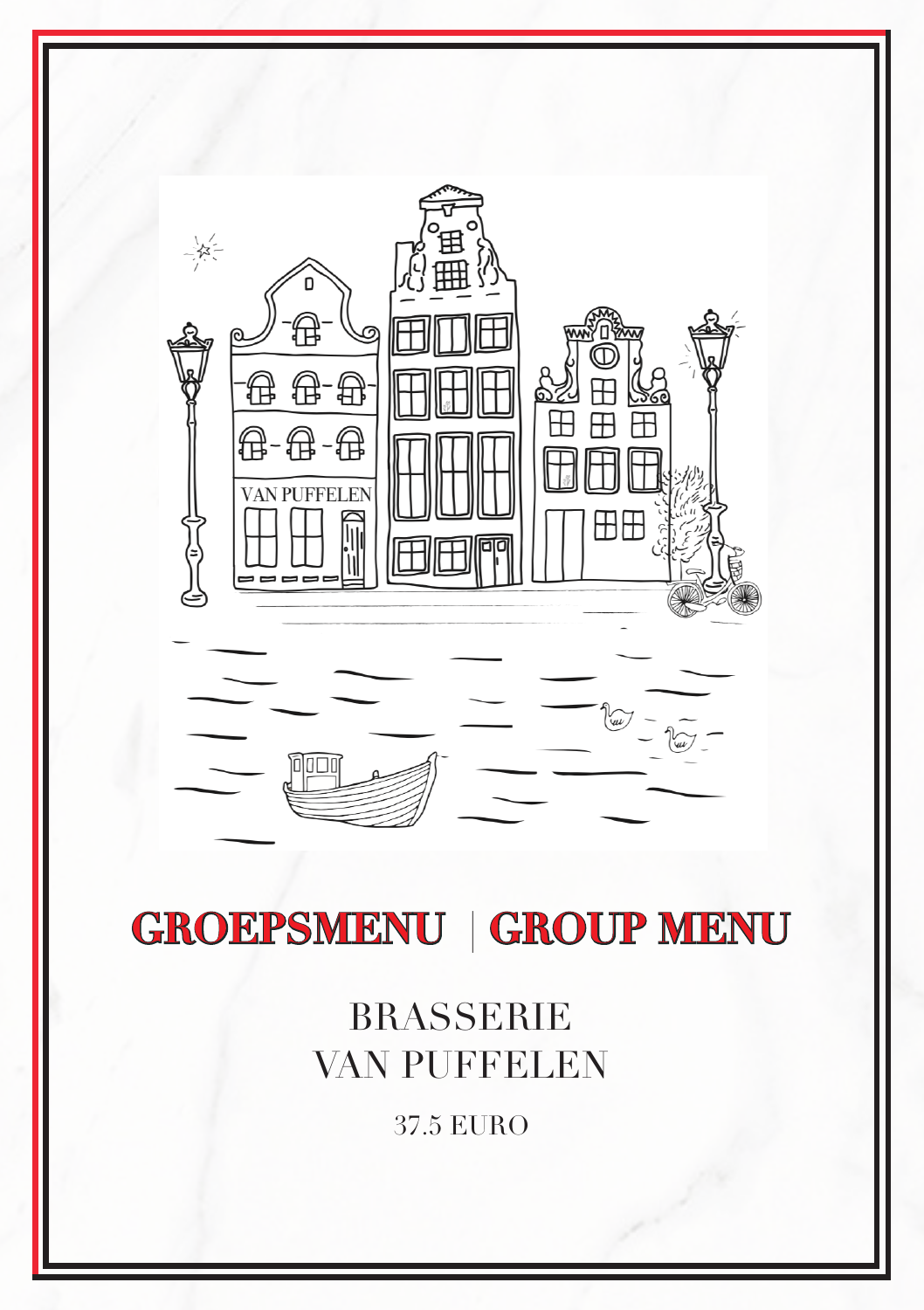# GROEPSMENU | GROUP MENU

## BRASSERIE VAN PUFFELEN

37.5 EURO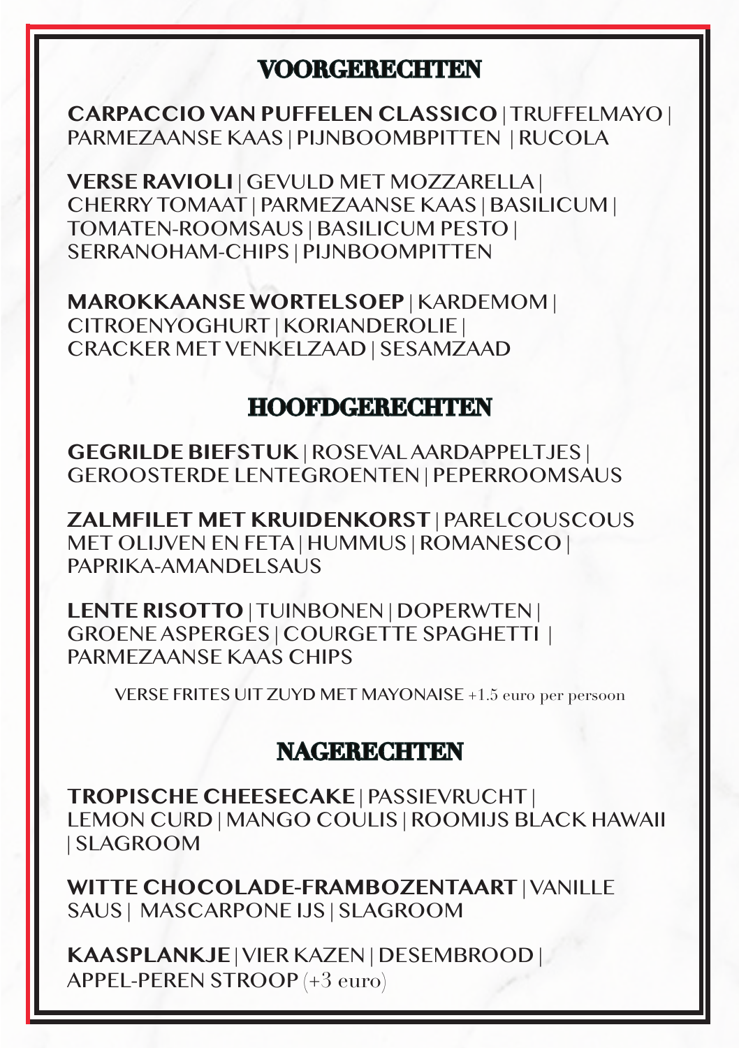## VOORGERECHTEN

**CARPACCIO VAN PUFFELEN CLASSICO** | TRUFFELMAYO | PARMEZAANSE KAAS | PIJNBOOMBPITTEN | RUCOLA

**VERSE RAVIOLI** | GEVULD MET MOZZARELLA | CHERRY TOMAAT | PARMEZAANSE KAAS | BASILICUM | TOMATEN-ROOMSAUS | BASILICUM PESTO | SERRANOHAM-CHIPS | PIJNBOOMPITTEN

**MAROKKAANSE WORTELSOEP** | KARDEMOM | CITROENYOGHURT | KORIANDEROLIE | CRACKER MET VENKELZAAD | SESAMZAAD

## HOOFDGERECHTEN

**GEGRILDE BIEFSTUK** | ROSEVAL AARDAPPELTJES | GEROOSTERDE LENTEGROENTEN | PEPERROOMSAUS

**ZALMFILET MET KRUIDENKORST** | PARELCOUSCOUS MET OLIJVEN EN FETA | HUMMUS | ROMANESCO | PAPRIKA-AMANDELSAUS

**LENTE RISOTTO** | TUINBONEN | DOPERWTEN | GROENE ASPERGES | COURGETTE SPAGHETTI | PARMEZAANSE KAAS CHIPS

VERSE FRITES UIT ZUYD MET MAYONAISE +1.5 euro per persoon

## NAGERECHTEN

**TROPISCHE CHEESECAKE** | PASSIEVRUCHT | LEMON CURD | MANGO COULIS | ROOMIJS BLACK HAWAII | SLAGROOM

**WITTE CHOCOLADE-FRAMBOZENTAART** | VANILLE SAUS | MASCARPONE IJS | SLAGROOM

**KAASPLANKJE** | VIER KAZEN | DESEMBROOD | APPEL-PEREN STROOP (+3 euro)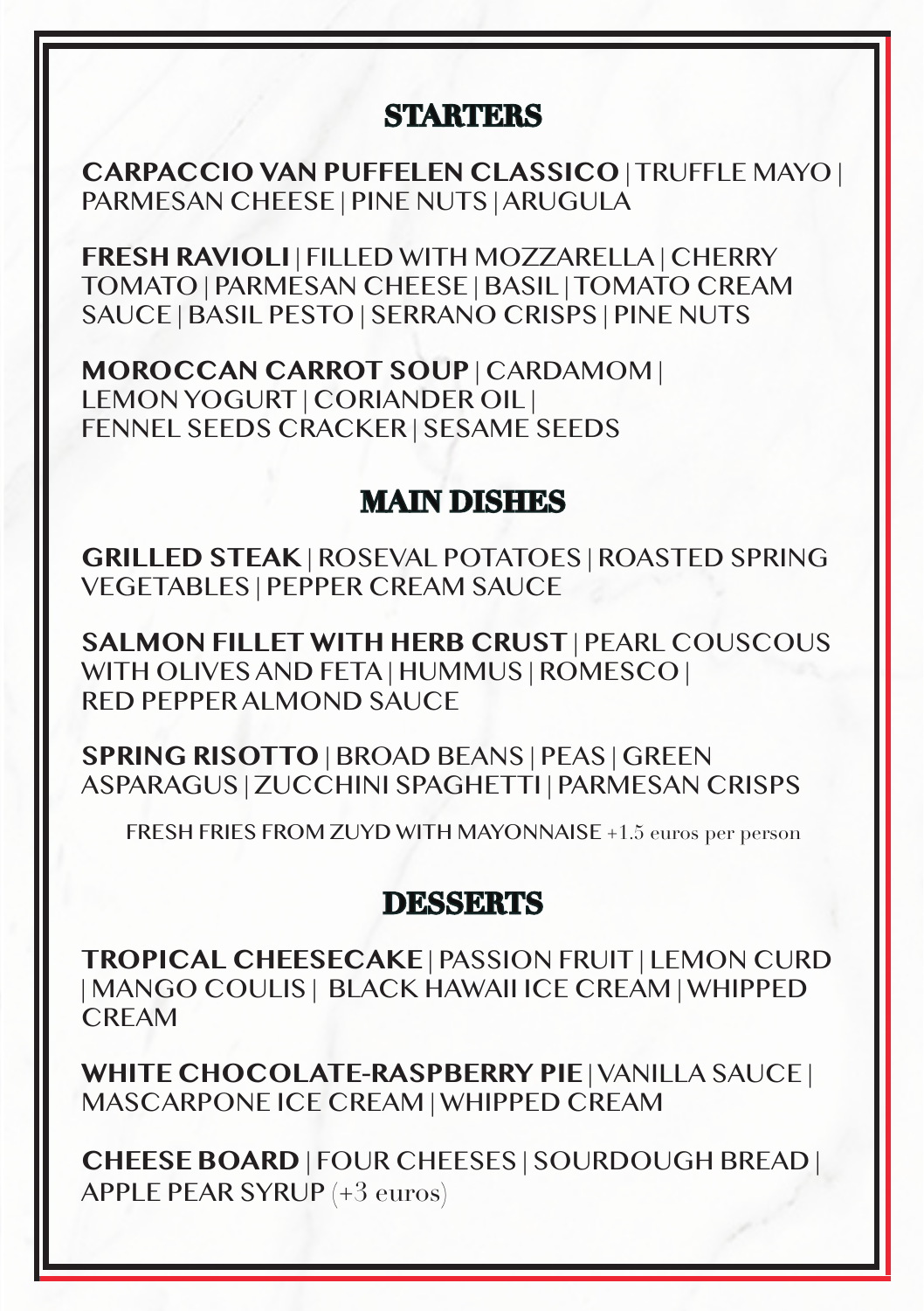## STARTERS

**CARPACCIO VAN PUFFELEN CLASSICO** | TRUFFLE MAYO | PARMESAN CHEESE | PINE NUTS | ARUGULA

**FRESH RAVIOLI** | FILLED WITH MOZZARELLA | CHERRY TOMATO | PARMESAN CHEESE | BASIL | TOMATO CREAM SAUCE | BASIL PESTO | SERRANO CRISPS | PINE NUTS

**MOROCCAN CARROT SOUP** | CARDAMOM | LEMON YOGURT | CORIANDER OIL | FENNEL SEEDS CRACKER | SESAME SEEDS

## MAIN DISHES

**GRILLED STEAK** | ROSEVAL POTATOES | ROASTED SPRING VEGETABLES | PEPPER CREAM SAUCE

**SALMON FILLET WITH HERB CRUST** | PEARL COUSCOUS WITH OLIVES AND FETA | HUMMUS | ROMESCO | RED PEPPER ALMOND SAUCE

**SPRING RISOTTO** | BROAD BEANS | PEAS | GREEN ASPARAGUS | ZUCCHINI SPAGHETTI | PARMESAN CRISPS

FRESH FRIES FROM ZUYD WITH MAYONNAISE +1.5 euros per person

## DESSERTS

**TROPICAL CHEESECAKE** | PASSION FRUIT | LEMON CURD | MANGO COULIS | BLACK HAWAII ICE CREAM | WHIPPED CREAM

**WHITE CHOCOLATE-RASPBERRY PIE** | VANILLA SAUCE | MASCARPONE ICE CREAM | WHIPPED CREAM

**CHEESE BOARD** | FOUR CHEESES | SOURDOUGH BREAD | APPLE PEAR SYRUP (+3 euros)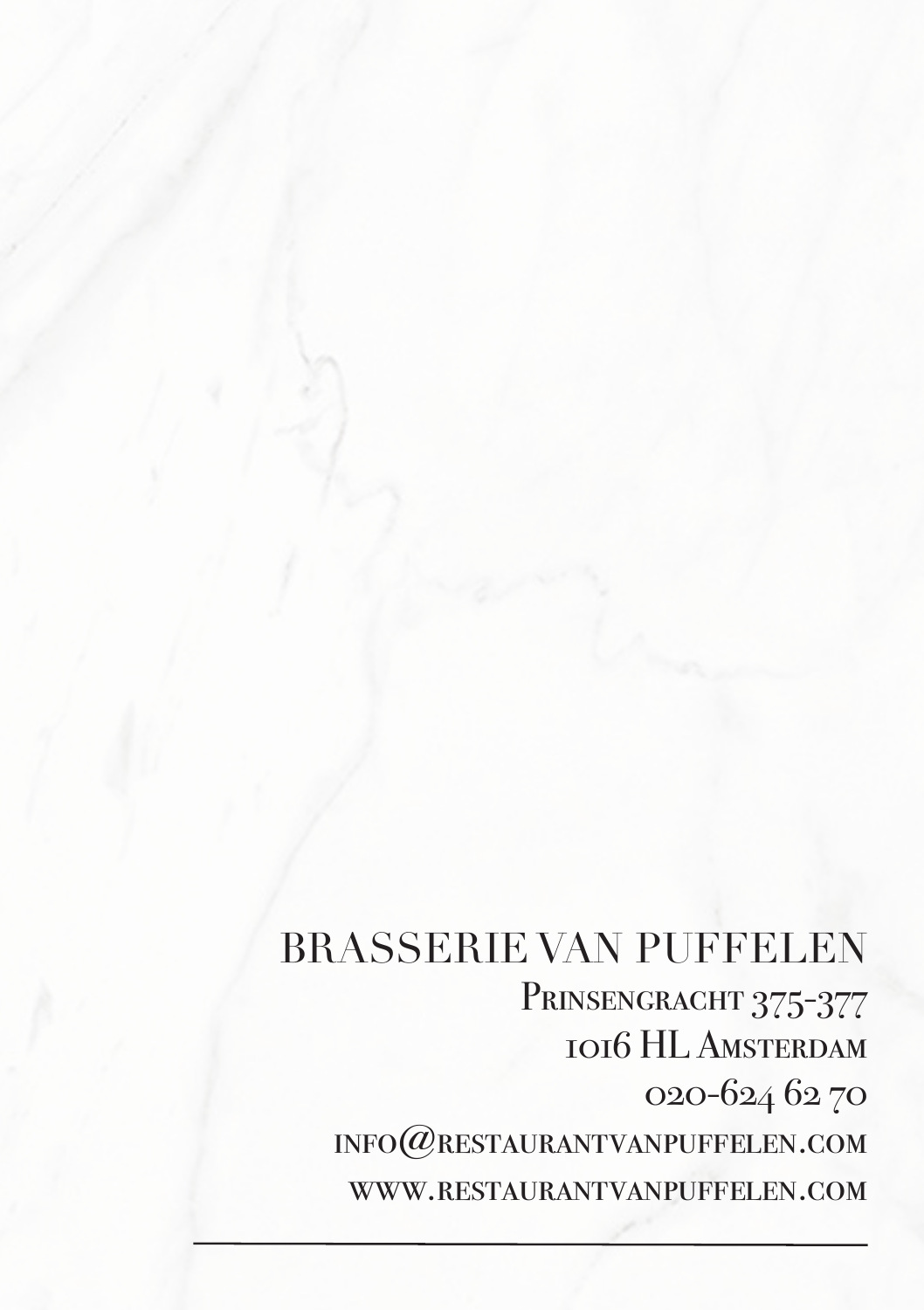# BRASSERIE VAN PUFFELEN

Prinsengracht 375-377
1016 HL Amsterdam
020-624 62 70
info@restaurantvanpuffelen.com
www.restaurantvanpuffelen.com